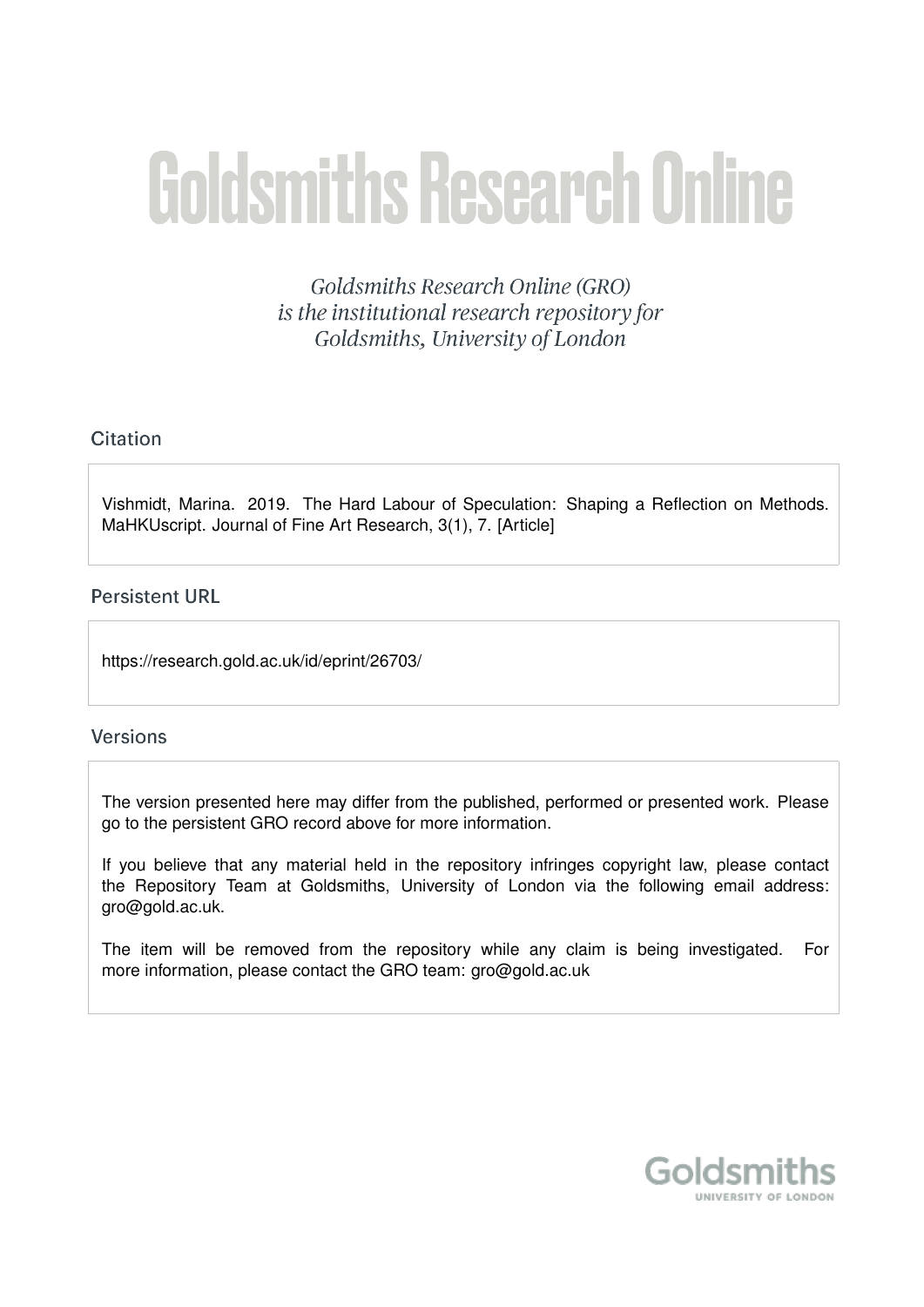# Goldsmiths Research Online

*Goldsmiths Research Online (GRO) is the institutional research repository for Goldsmiths, University of London*

## Citation

Vishmidt, Marina. 2019. The Hard Labour of Speculation: Shaping a Reflection on Methods. MaHKUscript. Journal of Fine Art Research, 3(1), 7. [Article]

## Persistent URL

https://research.gold.ac.uk/id/eprint/26703/

## Versions

The version presented here may differ from the published, performed or presented work. Please go to the persistent GRO record above for more information.

If you believe that any material held in the repository infringes copyright law, please contact the Repository Team at Goldsmiths, University of London via the following email address: gro@gold.ac.uk.

The item will be removed from the repository while any claim is being investigated. For more information, please contact the GRO team: gro@gold.ac.uk

Goldsmiths
UNIVERSITY OF LONDON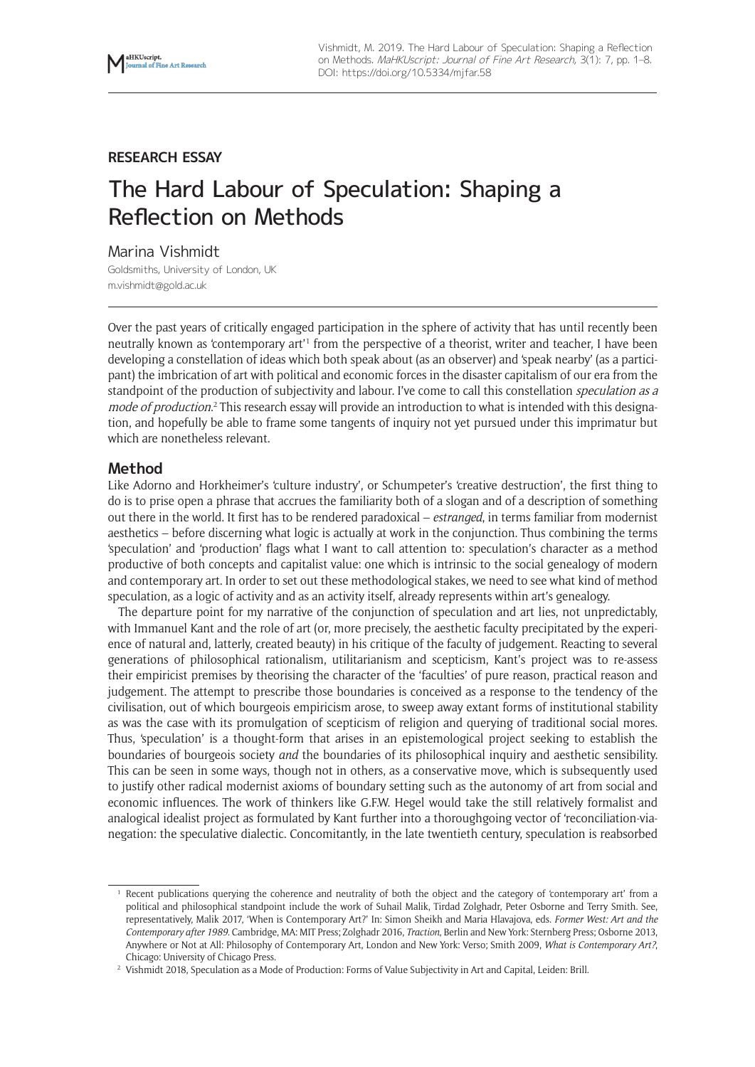**RESEARCH ESSAY**

# The Hard Labour of Speculation: Shaping a Reflection on Methods

Marina Vishmidt

Goldsmiths, University of London, UK

m.vishmidt@gold.ac.uk

Over the past years of critically engaged participation in the sphere of activity that has until recently been neutrally known as 'contemporary art'[1] from the perspective of a theorist, writer and teacher, I have been developing a constellation of ideas which both speak about (as an observer) and 'speak nearby' (as a participant) the imbrication of art with political and economic forces in the disaster capitalism of our era from the standpoint of the production of subjectivity and labour. I've come to call this constellation *speculation as a mode of production*.[2] This research essay will provide an introduction to what is intended with this designation, and hopefully be able to frame some tangents of inquiry not yet pursued under this imprimatur but which are nonetheless relevant.

## Method

Like Adorno and Horkheimer's 'culture industry', or Schumpeter's 'creative destruction', the first thing to do is to prise open a phrase that accrues the familiarity both of a slogan and of a description of something out there in the world. It first has to be rendered paradoxical – *estranged*, in terms familiar from modernist aesthetics – before discerning what logic is actually at work in the conjunction. Thus combining the terms 'speculation' and 'production' flags what I want to call attention to: speculation's character as a method productive of both concepts and capitalist value: one which is intrinsic to the social genealogy of modern and contemporary art. In order to set out these methodological stakes, we need to see what kind of method speculation, as a logic of activity and as an activity itself, already represents within art's genealogy.

The departure point for my narrative of the conjunction of speculation and art lies, not unpredictably, with Immanuel Kant and the role of art (or, more precisely, the aesthetic faculty precipitated by the experience of natural and, latterly, created beauty) in his critique of the faculty of judgement. Reacting to several generations of philosophical rationalism, utilitarianism and scepticism, Kant's project was to re-assess their empiricist premises by theorising the character of the 'faculties' of pure reason, practical reason and judgement. The attempt to prescribe those boundaries is conceived as a response to the tendency of the civilisation, out of which bourgeois empiricism arose, to sweep away extant forms of institutional stability as was the case with its promulgation of scepticism of religion and querying of traditional social mores. Thus, 'speculation' is a thought-form that arises in an epistemological project seeking to establish the boundaries of bourgeois society *and* the boundaries of its philosophical inquiry and aesthetic sensibility. This can be seen in some ways, though not in others, as a conservative move, which is subsequently used to justify other radical modernist axioms of boundary setting such as the autonomy of art from social and economic influences. The work of thinkers like G.F.W. Hegel would take the still relatively formalist and analogical idealist project as formulated by Kant further into a thoroughgoing vector of 'reconciliation-via-negation: the speculative dialectic. Concomitantly, in the late twentieth century, speculation is reabsorbed

---

[1] Recent publications querying the coherence and neutrality of both the object and the category of 'contemporary art' from a political and philosophical standpoint include the work of Suhail Malik, Tirdad Zolghadr, Peter Osborne and Terry Smith. See, representatively, Malik 2017, 'When is Contemporary Art?' In: Simon Sheikh and Maria Hlavajova, eds. *Former West: Art and the Contemporary after 1989*. Cambridge, MA: MIT Press; Zolghadr 2016, *Traction*, Berlin and New York: Sternberg Press; Osborne 2013, Anywhere or Not at All: Philosophy of Contemporary Art, London and New York: Verso; Smith 2009, *What is Contemporary Art?*, Chicago: University of Chicago Press.

[2] Vishmidt 2018, Speculation as a Mode of Production: Forms of Value Subjectivity in Art and Capital, Leiden: Brill.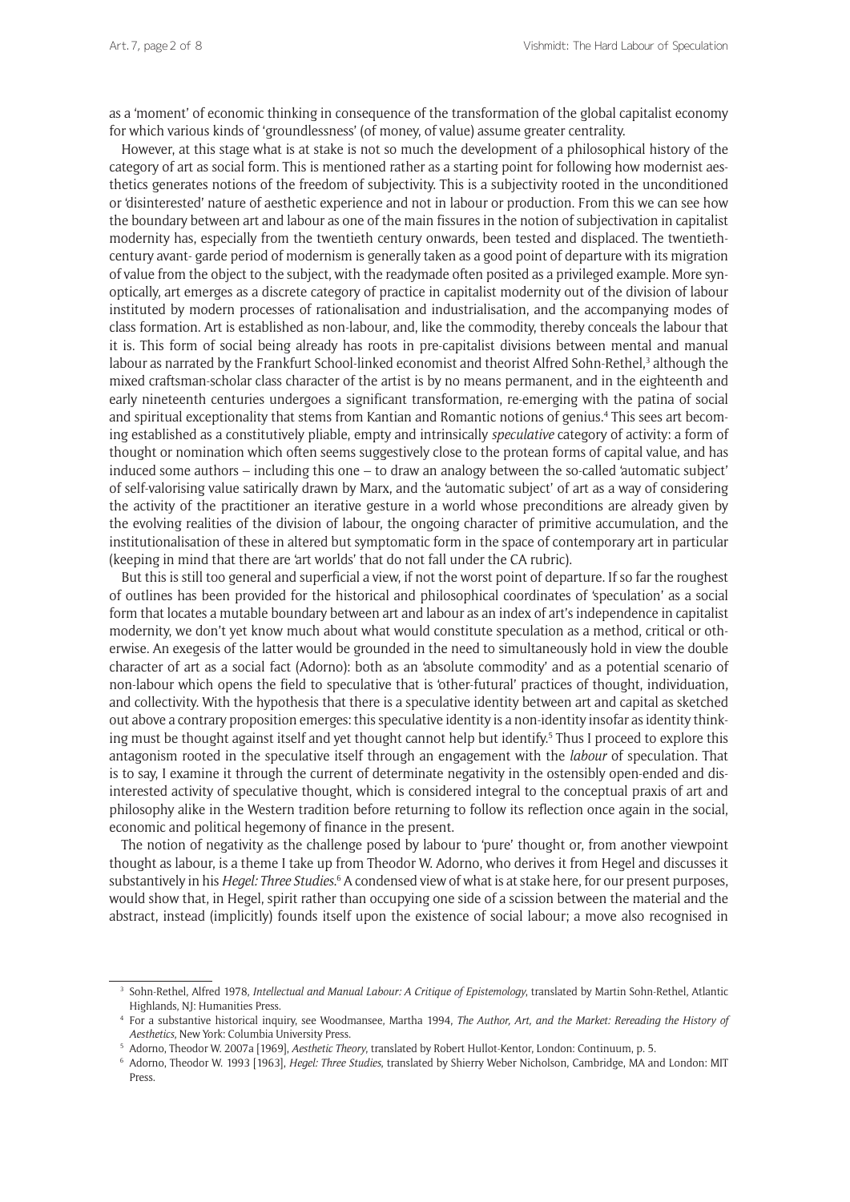as a 'moment' of economic thinking in consequence of the transformation of the global capitalist economy for which various kinds of 'groundlessness' (of money, of value) assume greater centrality.

However, at this stage what is at stake is not so much the development of a philosophical history of the category of art as social form. This is mentioned rather as a starting point for following how modernist aesthetics generates notions of the freedom of subjectivity. This is a subjectivity rooted in the unconditioned or 'disinterested' nature of aesthetic experience and not in labour or production. From this we can see how the boundary between art and labour as one of the main fissures in the notion of subjectivation in capitalist modernity has, especially from the twentieth century onwards, been tested and displaced. The twentieth-century avant- garde period of modernism is generally taken as a good point of departure with its migration of value from the object to the subject, with the readymade often posited as a privileged example. More synoptically, art emerges as a discrete category of practice in capitalist modernity out of the division of labour instituted by modern processes of rationalisation and industrialisation, and the accompanying modes of class formation. Art is established as non-labour, and, like the commodity, thereby conceals the labour that it is. This form of social being already has roots in pre-capitalist divisions between mental and manual labour as narrated by the Frankfurt School-linked economist and theorist Alfred Sohn-Rethel,[3] although the mixed craftsman-scholar class character of the artist is by no means permanent, and in the eighteenth and early nineteenth centuries undergoes a significant transformation, re-emerging with the patina of social and spiritual exceptionality that stems from Kantian and Romantic notions of genius.[4] This sees art becoming established as a constitutively pliable, empty and intrinsically *speculative* category of activity: a form of thought or nomination which often seems suggestively close to the protean forms of capital value, and has induced some authors – including this one – to draw an analogy between the so-called 'automatic subject' of self-valorising value satirically drawn by Marx, and the 'automatic subject' of art as a way of considering the activity of the practitioner an iterative gesture in a world whose preconditions are already given by the evolving realities of the division of labour, the ongoing character of primitive accumulation, and the institutionalisation of these in altered but symptomatic form in the space of contemporary art in particular (keeping in mind that there are 'art worlds' that do not fall under the CA rubric).

But this is still too general and superficial a view, if not the worst point of departure. If so far the roughest of outlines has been provided for the historical and philosophical coordinates of 'speculation' as a social form that locates a mutable boundary between art and labour as an index of art's independence in capitalist modernity, we don't yet know much about what would constitute speculation as a method, critical or otherwise. An exegesis of the latter would be grounded in the need to simultaneously hold in view the double character of art as a social fact (Adorno): both as an 'absolute commodity' and as a potential scenario of non-labour which opens the field to speculative that is 'other-futural' practices of thought, individuation, and collectivity. With the hypothesis that there is a speculative identity between art and capital as sketched out above a contrary proposition emerges: this speculative identity is a non-identity insofar as identity thinking must be thought against itself and yet thought cannot help but identify.[5] Thus I proceed to explore this antagonism rooted in the speculative itself through an engagement with the *labour* of speculation. That is to say, I examine it through the current of determinate negativity in the ostensibly open-ended and disinterested activity of speculative thought, which is considered integral to the conceptual praxis of art and philosophy alike in the Western tradition before returning to follow its reflection once again in the social, economic and political hegemony of finance in the present.

The notion of negativity as the challenge posed by labour to 'pure' thought or, from another viewpoint thought as labour, is a theme I take up from Theodor W. Adorno, who derives it from Hegel and discusses it substantively in his *Hegel: Three Studies*.[6] A condensed view of what is at stake here, for our present purposes, would show that, in Hegel, spirit rather than occupying one side of a scission between the material and the abstract, instead (implicitly) founds itself upon the existence of social labour; a move also recognised in

---

[3] Sohn-Rethel, Alfred 1978, *Intellectual and Manual Labour: A Critique of Epistemology*, translated by Martin Sohn-Rethel, Atlantic Highlands, NJ: Humanities Press.

[4] For a substantive historical inquiry, see Woodmansee, Martha 1994, *The Author, Art, and the Market: Rereading the History of Aesthetics*, New York: Columbia University Press.

[5] Adorno, Theodor W. 2007a [1969], *Aesthetic Theory*, translated by Robert Hullot-Kentor, London: Continuum, p. 5.

[6] Adorno, Theodor W. 1993 [1963], *Hegel: Three Studies*, translated by Shierry Weber Nicholson, Cambridge, MA and London: MIT Press.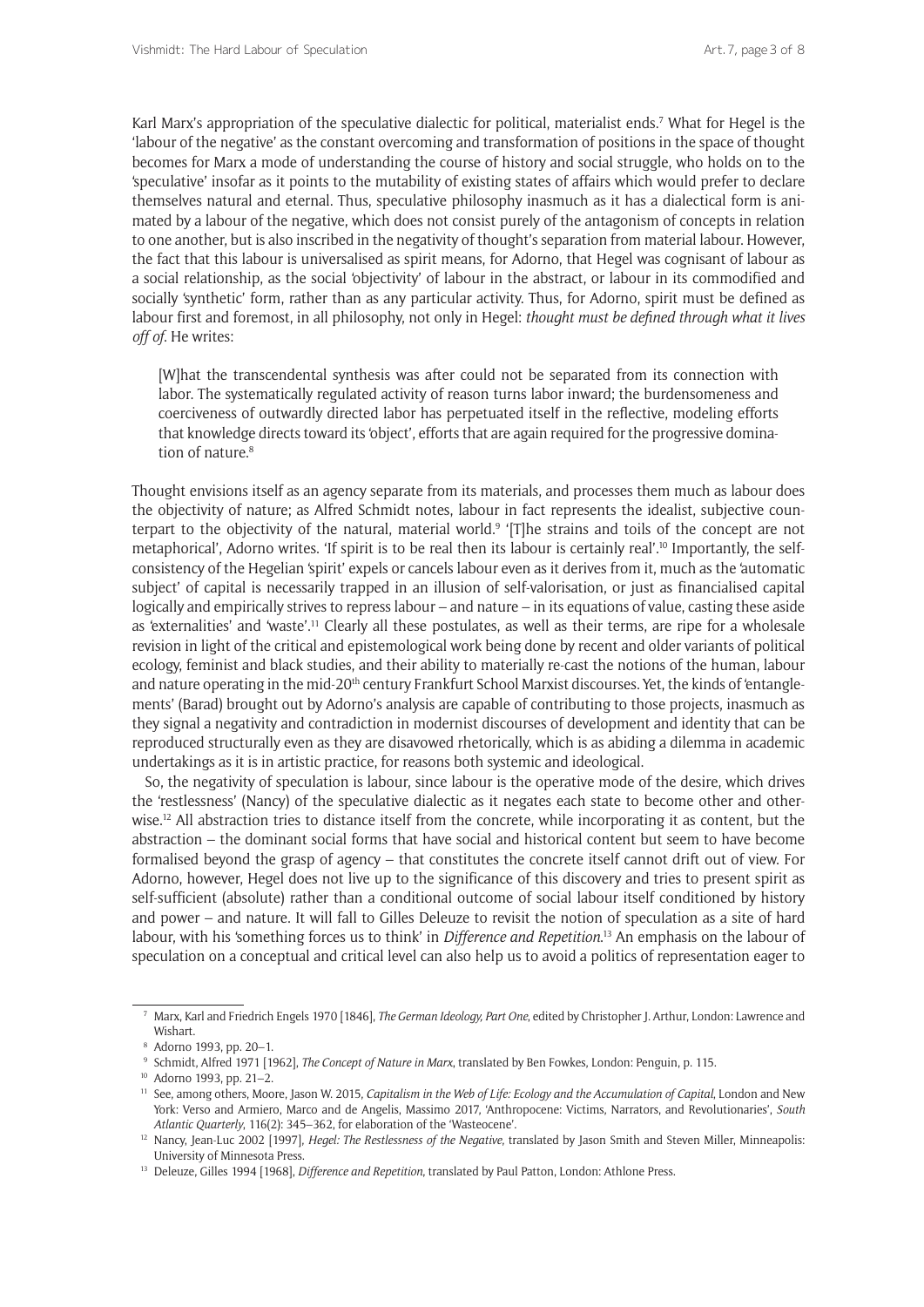Karl Marx's appropriation of the speculative dialectic for political, materialist ends.[7] What for Hegel is the 'labour of the negative' as the constant overcoming and transformation of positions in the space of thought becomes for Marx a mode of understanding the course of history and social struggle, who holds on to the 'speculative' insofar as it points to the mutability of existing states of affairs which would prefer to declare themselves natural and eternal. Thus, speculative philosophy inasmuch as it has a dialectical form is animated by a labour of the negative, which does not consist purely of the antagonism of concepts in relation to one another, but is also inscribed in the negativity of thought's separation from material labour. However, the fact that this labour is universalised as spirit means, for Adorno, that Hegel was cognisant of labour as a social relationship, as the social 'objectivity' of labour in the abstract, or labour in its commodified and socially 'synthetic' form, rather than as any particular activity. Thus, for Adorno, spirit must be defined as labour first and foremost, in all philosophy, not only in Hegel: *thought must be defined through what it lives off of*. He writes:

> [W]hat the transcendental synthesis was after could not be separated from its connection with labor. The systematically regulated activity of reason turns labor inward; the burdensomeness and coerciveness of outwardly directed labor has perpetuated itself in the reflective, modeling efforts that knowledge directs toward its 'object', efforts that are again required for the progressive domination of nature.[8]

Thought envisions itself as an agency separate from its materials, and processes them much as labour does the objectivity of nature; as Alfred Schmidt notes, labour in fact represents the idealist, subjective counterpart to the objectivity of the natural, material world.[9] '[T]he strains and toils of the concept are not metaphorical', Adorno writes. 'If spirit is to be real then its labour is certainly real'.[10] Importantly, the self-consistency of the Hegelian 'spirit' expels or cancels labour even as it derives from it, much as the 'automatic subject' of capital is necessarily trapped in an illusion of self-valorisation, or just as financialised capital logically and empirically strives to repress labour – and nature – in its equations of value, casting these aside as 'externalities' and 'waste'.[11] Clearly all these postulates, as well as their terms, are ripe for a wholesale revision in light of the critical and epistemological work being done by recent and older variants of political ecology, feminist and black studies, and their ability to materially re-cast the notions of the human, labour and nature operating in the mid-20th century Frankfurt School Marxist discourses. Yet, the kinds of 'entanglements' (Barad) brought out by Adorno's analysis are capable of contributing to those projects, inasmuch as they signal a negativity and contradiction in modernist discourses of development and identity that can be reproduced structurally even as they are disavowed rhetorically, which is as abiding a dilemma in academic undertakings as it is in artistic practice, for reasons both systemic and ideological.

So, the negativity of speculation is labour, since labour is the operative mode of the desire, which drives the 'restlessness' (Nancy) of the speculative dialectic as it negates each state to become other and otherwise.[12] All abstraction tries to distance itself from the concrete, while incorporating it as content, but the abstraction – the dominant social forms that have social and historical content but seem to have become formalised beyond the grasp of agency – that constitutes the concrete itself cannot drift out of view. For Adorno, however, Hegel does not live up to the significance of this discovery and tries to present spirit as self-sufficient (absolute) rather than a conditional outcome of social labour itself conditioned by history and power – and nature. It will fall to Gilles Deleuze to revisit the notion of speculation as a site of hard labour, with his 'something forces us to think' in *Difference and Repetition*.[13] An emphasis on the labour of speculation on a conceptual and critical level can also help us to avoid a politics of representation eager to

---

[7] Marx, Karl and Friedrich Engels 1970 [1846], *The German Ideology, Part One*, edited by Christopher J. Arthur, London: Lawrence and Wishart.

[8] Adorno 1993, pp. 20–1.

[9] Schmidt, Alfred 1971 [1962], *The Concept of Nature in Marx*, translated by Ben Fowkes, London: Penguin, p. 115.

[10] Adorno 1993, pp. 21–2.

[11] See, among others, Moore, Jason W. 2015, *Capitalism in the Web of Life: Ecology and the Accumulation of Capital*, London and New York: Verso and Armiero, Marco and de Angelis, Massimo 2017, 'Anthropocene: Victims, Narrators, and Revolutionaries', *South Atlantic Quarterly*, 116(2): 345–362, for elaboration of the 'Wasteocene'.

[12] Nancy, Jean-Luc 2002 [1997], *Hegel: The Restlessness of the Negative*, translated by Jason Smith and Steven Miller, Minneapolis: University of Minnesota Press.

[13] Deleuze, Gilles 1994 [1968], *Difference and Repetition*, translated by Paul Patton, London: Athlone Press.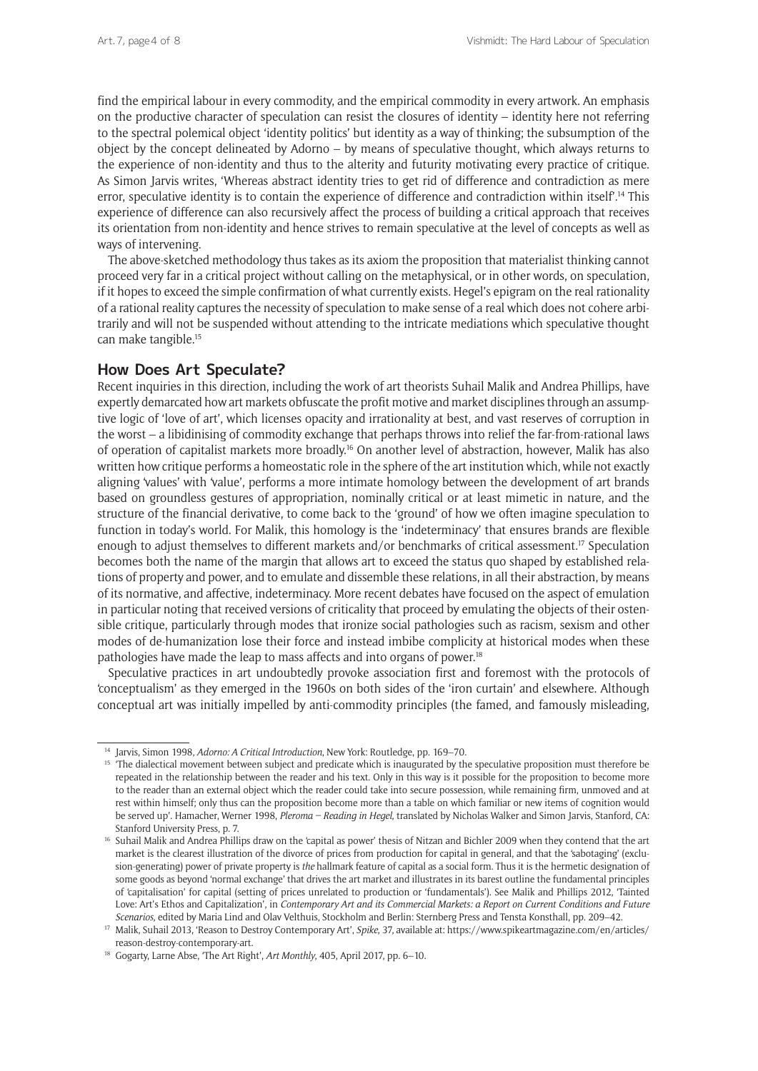find the empirical labour in every commodity, and the empirical commodity in every artwork. An emphasis on the productive character of speculation can resist the closures of identity – identity here not referring to the spectral polemical object 'identity politics' but identity as a way of thinking; the subsumption of the object by the concept delineated by Adorno – by means of speculative thought, which always returns to the experience of non-identity and thus to the alterity and futurity motivating every practice of critique. As Simon Jarvis writes, 'Whereas abstract identity tries to get rid of difference and contradiction as mere error, speculative identity is to contain the experience of difference and contradiction within itself'.[14] This experience of difference can also recursively affect the process of building a critical approach that receives its orientation from non-identity and hence strives to remain speculative at the level of concepts as well as ways of intervening.

The above-sketched methodology thus takes as its axiom the proposition that materialist thinking cannot proceed very far in a critical project without calling on the metaphysical, or in other words, on speculation, if it hopes to exceed the simple confirmation of what currently exists. Hegel's epigram on the real rationality of a rational reality captures the necessity of speculation to make sense of a real which does not cohere arbitrarily and will not be suspended without attending to the intricate mediations which speculative thought can make tangible.[15]

## How Does Art Speculate?

Recent inquiries in this direction, including the work of art theorists Suhail Malik and Andrea Phillips, have expertly demarcated how art markets obfuscate the profit motive and market disciplines through an assumptive logic of 'love of art', which licenses opacity and irrationality at best, and vast reserves of corruption in the worst – a libidinising of commodity exchange that perhaps throws into relief the far-from-rational laws of operation of capitalist markets more broadly.[16] On another level of abstraction, however, Malik has also written how critique performs a homeostatic role in the sphere of the art institution which, while not exactly aligning 'values' with 'value', performs a more intimate homology between the development of art brands based on groundless gestures of appropriation, nominally critical or at least mimetic in nature, and the structure of the financial derivative, to come back to the 'ground' of how we often imagine speculation to function in today's world. For Malik, this homology is the 'indeterminacy' that ensures brands are flexible enough to adjust themselves to different markets and/or benchmarks of critical assessment.[17] Speculation becomes both the name of the margin that allows art to exceed the status quo shaped by established relations of property and power, and to emulate and dissemble these relations, in all their abstraction, by means of its normative, and affective, indeterminacy. More recent debates have focused on the aspect of emulation in particular noting that received versions of criticality that proceed by emulating the objects of their ostensible critique, particularly through modes that ironize social pathologies such as racism, sexism and other modes of de-humanization lose their force and instead imbibe complicity at historical modes when these pathologies have made the leap to mass affects and into organs of power.[18]

Speculative practices in art undoubtedly provoke association first and foremost with the protocols of 'conceptualism' as they emerged in the 1960s on both sides of the 'iron curtain' and elsewhere. Although conceptual art was initially impelled by anti-commodity principles (the famed, and famously misleading,

---

[14] Jarvis, Simon 1998, *Adorno: A Critical Introduction*, New York: Routledge, pp. 169–70.

[15] 'The dialectical movement between subject and predicate which is inaugurated by the speculative proposition must therefore be repeated in the relationship between the reader and his text. Only in this way is it possible for the proposition to become more to the reader than an external object which the reader could take into secure possession, while remaining firm, unmoved and at rest within himself; only thus can the proposition become more than a table on which familiar or new items of cognition would be served up'. Hamacher, Werner 1998, *Pleroma – Reading in Hegel*, translated by Nicholas Walker and Simon Jarvis, Stanford, CA: Stanford University Press, p. 7.

[16] Suhail Malik and Andrea Phillips draw on the 'capital as power' thesis of Nitzan and Bichler 2009 when they contend that the art market is the clearest illustration of the divorce of prices from production for capital in general, and that the 'sabotaging' (exclusion-generating) power of private property is *the* hallmark feature of capital as a social form. Thus it is the hermetic designation of some goods as beyond 'normal exchange' that drives the art market and illustrates in its barest outline the fundamental principles of 'capitalisation' for capital (setting of prices unrelated to production or 'fundamentals'). See Malik and Phillips 2012, 'Tainted Love: Art's Ethos and Capitalization', in *Contemporary Art and its Commercial Markets: a Report on Current Conditions and Future Scenarios*, edited by Maria Lind and Olav Velthuis, Stockholm and Berlin: Sternberg Press and Tensta Konsthall, pp. 209–42.

[17] Malik, Suhail 2013, 'Reason to Destroy Contemporary Art', *Spike*, 37, available at: https://www.spikeartmagazine.com/en/articles/reason-destroy-contemporary-art.

[18] Gogarty, Larne Abse, 'The Art Right', *Art Monthly*, 405, April 2017, pp. 6–10.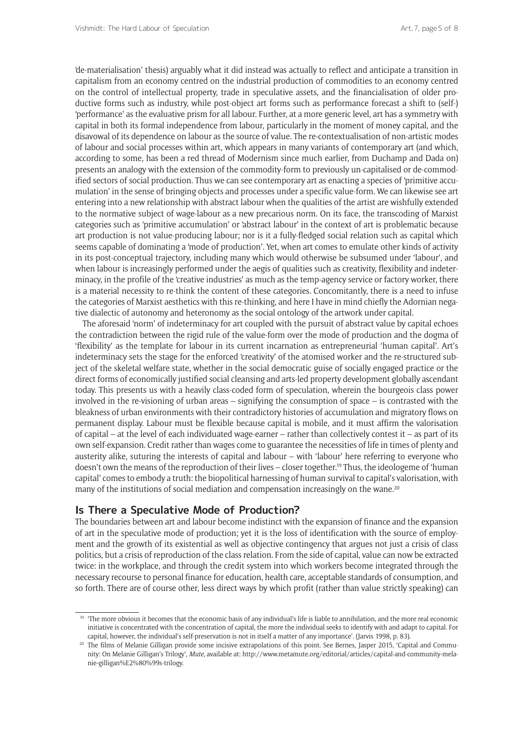'de-materialisation' thesis) arguably what it did instead was actually to reflect and anticipate a transition in capitalism from an economy centred on the industrial production of commodities to an economy centred on the control of intellectual property, trade in speculative assets, and the financialisation of older productive forms such as industry, while post-object art forms such as performance forecast a shift to (self-) 'performance' as the evaluative prism for all labour. Further, at a more generic level, art has a symmetry with capital in both its formal independence from labour, particularly in the moment of money capital, and the disavowal of its dependence on labour as the source of value. The re-contextualisation of non-artistic modes of labour and social processes within art, which appears in many variants of contemporary art (and which, according to some, has been a red thread of Modernism since much earlier, from Duchamp and Dada on) presents an analogy with the extension of the commodity-form to previously un-capitalised or de-commodified sectors of social production. Thus we can see contemporary art as enacting a species of 'primitive accumulation' in the sense of bringing objects and processes under a specific value-form. We can likewise see art entering into a new relationship with abstract labour when the qualities of the artist are wishfully extended to the normative subject of wage-labour as a new precarious norm. On its face, the transcoding of Marxist categories such as 'primitive accumulation' or 'abstract labour' in the context of art is problematic because art production is not value-producing labour; nor is it a fully-fledged social relation such as capital which seems capable of dominating a 'mode of production'. Yet, when art comes to emulate other kinds of activity in its post-conceptual trajectory, including many which would otherwise be subsumed under 'labour', and when labour is increasingly performed under the aegis of qualities such as creativity, flexibility and indeterminacy, in the profile of the 'creative industries' as much as the temp-agency service or factory worker, there is a material necessity to re-think the content of these categories. Concomitantly, there is a need to infuse the categories of Marxist aesthetics with this re-thinking, and here I have in mind chiefly the Adornian negative dialectic of autonomy and heteronomy as the social ontology of the artwork under capital.

The aforesaid 'norm' of indeterminacy for art coupled with the pursuit of abstract value by capital echoes the contradiction between the rigid rule of the value-form over the mode of production and the dogma of 'flexibility' as the template for labour in its current incarnation as entrepreneurial 'human capital'. Art's indeterminacy sets the stage for the enforced 'creativity' of the atomised worker and the re-structured subject of the skeletal welfare state, whether in the social democratic guise of socially engaged practice or the direct forms of economically justified social cleansing and arts-led property development globally ascendant today. This presents us with a heavily class-coded form of speculation, wherein the bourgeois class power involved in the re-visioning of urban areas – signifying the consumption of space – is contrasted with the bleakness of urban environments with their contradictory histories of accumulation and migratory flows on permanent display. Labour must be flexible because capital is mobile, and it must affirm the valorisation of capital – at the level of each individuated wage-earner – rather than collectively contest it – as part of its own self-expansion. Credit rather than wages come to guarantee the necessities of life in times of plenty and austerity alike, suturing the interests of capital and labour – with 'labour' here referring to everyone who doesn't own the means of the reproduction of their lives – closer together.[19] Thus, the ideologeme of 'human capital' comes to embody a truth: the biopolitical harnessing of human survival to capital's valorisation, with many of the institutions of social mediation and compensation increasingly on the wane.[20]

## Is There a Speculative Mode of Production?

The boundaries between art and labour become indistinct with the expansion of finance and the expansion of art in the speculative mode of production; yet it is the loss of identification with the source of employment and the growth of its existential as well as objective contingency that argues not just a crisis of class politics, but a crisis of reproduction of the class relation. From the side of capital, value can now be extracted twice: in the workplace, and through the credit system into which workers become integrated through the necessary recourse to personal finance for education, health care, acceptable standards of consumption, and so forth. There are of course other, less direct ways by which profit (rather than value strictly speaking) can

---

[19] 'The more obvious it becomes that the economic basis of any individual's life is liable to annihilation, and the more real economic initiative is concentrated with the concentration of capital, the more the individual seeks to identify with and adapt to capital. For capital, however, the individual's self-preservation is not in itself a matter of any importance'. (Jarvis 1998, p. 83).

[20] The films of Melanie Gilligan provide some incisive extrapolations of this point. See Bernes, Jasper 2015, 'Capital and Community: On Melanie Gilligan's Trilogy', *Mute*, available at: http://www.metamute.org/editorial/articles/capital-and-community-melanie-gilligan%E2%80%99s-trilogy.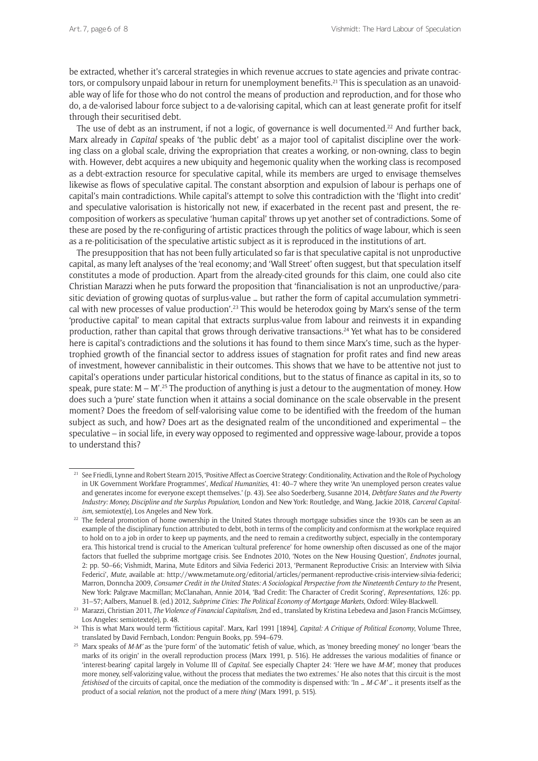be extracted, whether it's carceral strategies in which revenue accrues to state agencies and private contractors, or compulsory unpaid labour in return for unemployment benefits.[21] This is speculation as an unavoidable way of life for those who do not control the means of production and reproduction, and for those who do, a de-valorised labour force subject to a de-valorising capital, which can at least generate profit for itself through their securitised debt.

The use of debt as an instrument, if not a logic, of governance is well documented.[22] And further back, Marx already in *Capital* speaks of 'the public debt' as a major tool of capitalist discipline over the working class on a global scale, driving the expropriation that creates a working, or non-owning, class to begin with. However, debt acquires a new ubiquity and hegemonic quality when the working class is recomposed as a debt-extraction resource for speculative capital, while its members are urged to envisage themselves likewise as flows of speculative capital. The constant absorption and expulsion of labour is perhaps one of capital's main contradictions. While capital's attempt to solve this contradiction with the 'flight into credit' and speculative valorisation is historically not new, if exacerbated in the recent past and present, the re-composition of workers as speculative 'human capital' throws up yet another set of contradictions. Some of these are posed by the re-configuring of artistic practices through the politics of wage labour, which is seen as a re-politicisation of the speculative artistic subject as it is reproduced in the institutions of art.

The presupposition that has not been fully articulated so far is that speculative capital is not unproductive capital, as many left analyses of the 'real economy; and 'Wall Street' often suggest, but that speculation itself constitutes a mode of production. Apart from the already-cited grounds for this claim, one could also cite Christian Marazzi when he puts forward the proposition that 'financialisation is not an unproductive/parasitic deviation of growing quotas of surplus-value … but rather the form of capital accumulation symmetrical with new processes of value production'.[23] This would be heterodox going by Marx's sense of the term 'productive capital' to mean capital that extracts surplus-value from labour and reinvests it in expanding production, rather than capital that grows through derivative transactions.[24] Yet what has to be considered here is capital's contradictions and the solutions it has found to them since Marx's time, such as the hypertrophied growth of the financial sector to address issues of stagnation for profit rates and find new areas of investment, however cannibalistic in their outcomes. This shows that we have to be attentive not just to capital's operations under particular historical conditions, but to the status of finance as capital in its, so to speak, pure state: M – M'.[25] The production of anything is just a detour to the augmentation of money. How does such a 'pure' state function when it attains a social dominance on the scale observable in the present moment? Does the freedom of self-valorising value come to be identified with the freedom of the human subject as such, and how? Does art as the designated realm of the unconditioned and experimental – the speculative – in social life, in every way opposed to regimented and oppressive wage-labour, provide a topos to understand this?

---

[21] See Friedli, Lynne and Robert Stearn 2015, 'Positive Affect as Coercive Strategy: Conditionality, Activation and the Role of Psychology in UK Government Workfare Programmes', *Medical Humanities*, 41: 40–7 where they write 'An unemployed person creates value and generates income for everyone except themselves.' (p. 43). See also Soederberg, Susanne 2014, *Debtfare States and the Poverty Industry: Money, Discipline and the Surplus Population*, London and New York: Routledge, and Wang, Jackie 2018, *Carceral Capitalism*, semiotext(e), Los Angeles and New York.

[22] The federal promotion of home ownership in the United States through mortgage subsidies since the 1930s can be seen as an example of the disciplinary function attributed to debt, both in terms of the complicity and conformism at the workplace required to hold on to a job in order to keep up payments, and the need to remain a creditworthy subject, especially in the contemporary era. This historical trend is crucial to the American 'cultural preference' for home ownership often discussed as one of the major factors that fuelled the subprime mortgage crisis. See Endnotes 2010, 'Notes on the New Housing Question', *Endnotes* journal, 2: pp. 50–66; Vishmidt, Marina, Mute Editors and Silvia Federici 2013, 'Permanent Reproductive Crisis: an Interview with Silvia Federici', *Mute*, available at: http://www.metamute.org/editorial/articles/permanent-reproductive-crisis-interview-silvia-federici; Marron, Donncha 2009, *Consumer Credit in the United States: A Sociological Perspective from the Nineteenth Century to the* Present, New York: Palgrave Macmillan; McClanahan, Annie 2014, 'Bad Credit: The Character of Credit Scoring', *Representations*, 126: pp. 31–57; Aalbers, Manuel B. (ed.) 2012, *Subprime Cities: The Political Economy of Mortgage Markets*, Oxford: Wiley-Blackwell.

[23] Marazzi, Christian 2011, *The Violence of Financial Capitalism*, 2nd ed., translated by Kristina Lebedeva and Jason Francis McGimsey, Los Angeles: semiotexte(e), p. 48.

[24] This is what Marx would term 'fictitious capital'. Marx, Karl 1991 [1894], *Capital: A Critique of Political Economy*, Volume Three, translated by David Fernbach, London: Penguin Books, pp. 594–679.

[25] Marx speaks of *M-M'* as the 'pure form' of the 'automatic' fetish of value, which, as 'money breeding money' no longer 'bears the marks of its origin' in the overall reproduction process (Marx 1991, p. 516). He addresses the various modalities of finance or 'interest-bearing' capital largely in Volume III of *Capital*. See especially Chapter 24: 'Here we have *M-M'*, money that produces more money, self-valorizing value, without the process that mediates the two extremes.' He also notes that this circuit is the most *fetishised* of the circuits of capital, once the mediation of the commodity is dispensed with: 'In … *M-C-M'* … it presents itself as the product of a social *relation*, not the product of a mere *thing*' (Marx 1991, p. 515).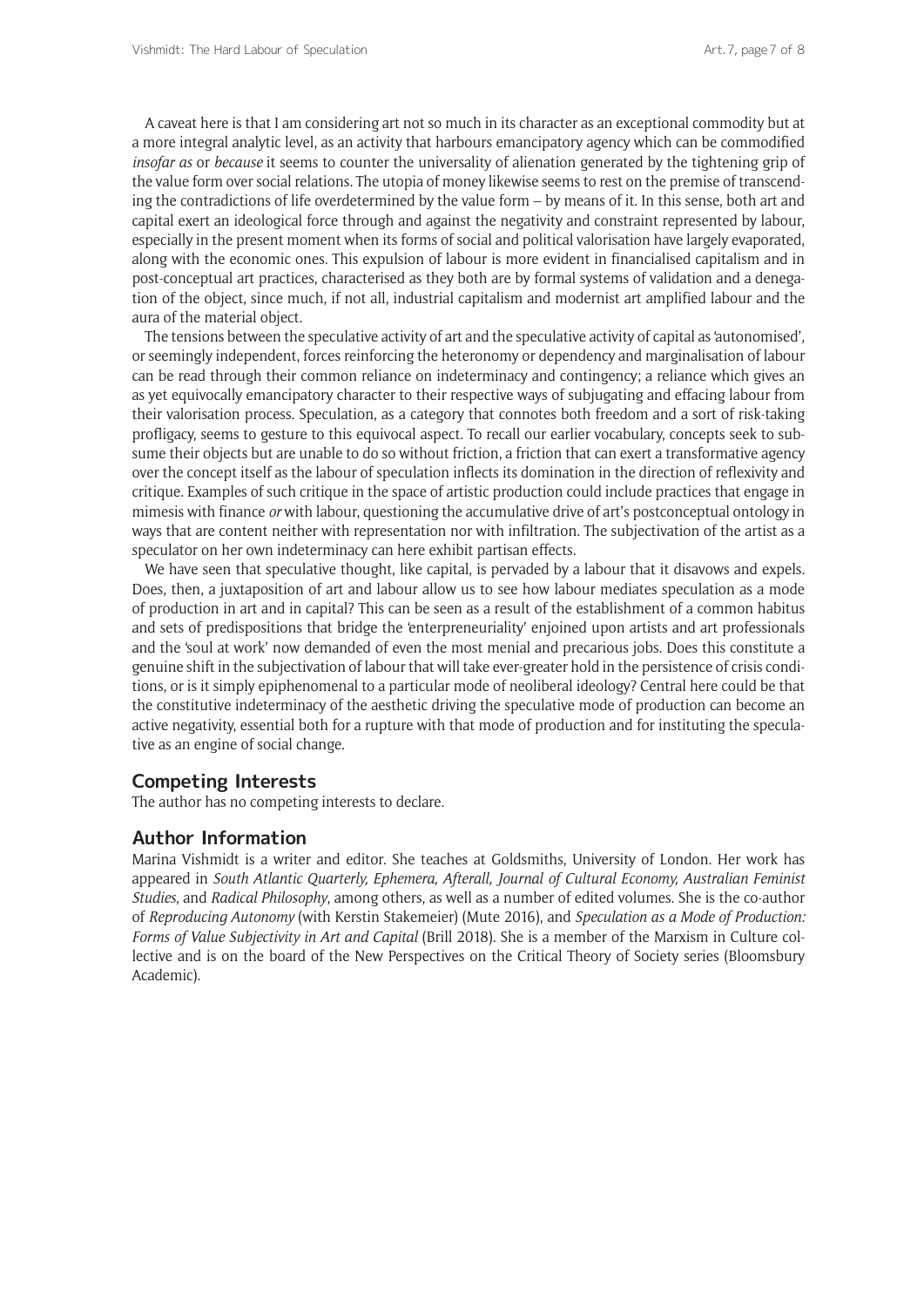A caveat here is that I am considering art not so much in its character as an exceptional commodity but at a more integral analytic level, as an activity that harbours emancipatory agency which can be commodified *insofar as* or *because* it seems to counter the universality of alienation generated by the tightening grip of the value form over social relations. The utopia of money likewise seems to rest on the premise of transcending the contradictions of life overdetermined by the value form – by means of it. In this sense, both art and capital exert an ideological force through and against the negativity and constraint represented by labour, especially in the present moment when its forms of social and political valorisation have largely evaporated, along with the economic ones. This expulsion of labour is more evident in financialised capitalism and in post-conceptual art practices, characterised as they both are by formal systems of validation and a denegation of the object, since much, if not all, industrial capitalism and modernist art amplified labour and the aura of the material object.

The tensions between the speculative activity of art and the speculative activity of capital as 'autonomised', or seemingly independent, forces reinforcing the heteronomy or dependency and marginalisation of labour can be read through their common reliance on indeterminacy and contingency; a reliance which gives an as yet equivocally emancipatory character to their respective ways of subjugating and effacing labour from their valorisation process. Speculation, as a category that connotes both freedom and a sort of risk-taking profligacy, seems to gesture to this equivocal aspect. To recall our earlier vocabulary, concepts seek to subsume their objects but are unable to do so without friction, a friction that can exert a transformative agency over the concept itself as the labour of speculation inflects its domination in the direction of reflexivity and critique. Examples of such critique in the space of artistic production could include practices that engage in mimesis with finance *or* with labour, questioning the accumulative drive of art's postconceptual ontology in ways that are content neither with representation nor with infiltration. The subjectivation of the artist as a speculator on her own indeterminacy can here exhibit partisan effects.

We have seen that speculative thought, like capital, is pervaded by a labour that it disavows and expels. Does, then, a juxtaposition of art and labour allow us to see how labour mediates speculation as a mode of production in art and in capital? This can be seen as a result of the establishment of a common habitus and sets of predispositions that bridge the 'enterpreneuriality' enjoined upon artists and art professionals and the 'soul at work' now demanded of even the most menial and precarious jobs. Does this constitute a genuine shift in the subjectivation of labour that will take ever-greater hold in the persistence of crisis conditions, or is it simply epiphenomenal to a particular mode of neoliberal ideology? Central here could be that the constitutive indeterminacy of the aesthetic driving the speculative mode of production can become an active negativity, essential both for a rupture with that mode of production and for instituting the speculative as an engine of social change.

## Competing Interests

The author has no competing interests to declare.

## Author Information

Marina Vishmidt is a writer and editor. She teaches at Goldsmiths, University of London. Her work has appeared in *South Atlantic Quarterly, Ephemera, Afterall, Journal of Cultural Economy, Australian Feminist Studies*, and *Radical Philosophy*, among others, as well as a number of edited volumes. She is the co-author of *Reproducing Autonomy* (with Kerstin Stakemeier) (Mute 2016), and *Speculation as a Mode of Production: Forms of Value Subjectivity in Art and Capital* (Brill 2018). She is a member of the Marxism in Culture collective and is on the board of the New Perspectives on the Critical Theory of Society series (Bloomsbury Academic).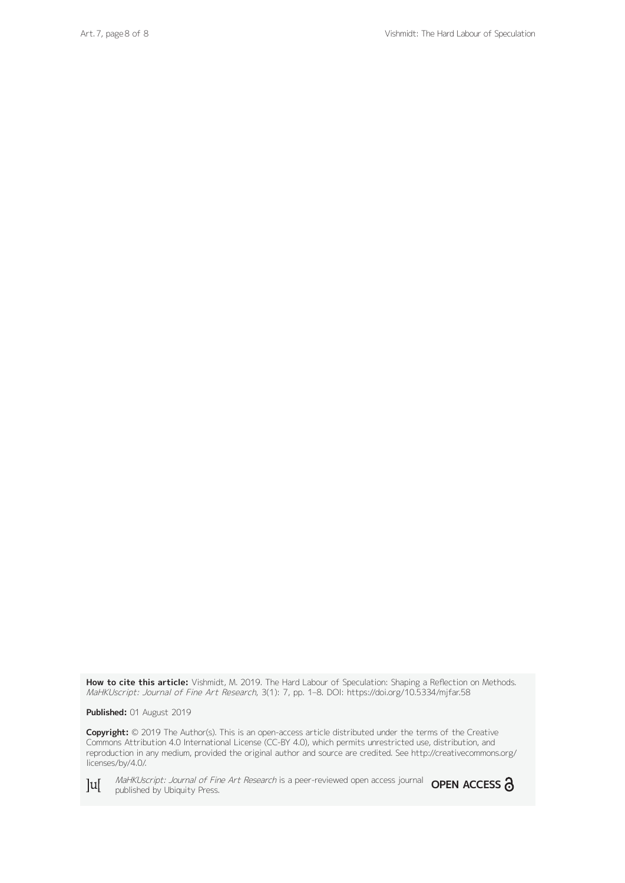**How to cite this article:** Vishmidt, M. 2019. The Hard Labour of Speculation: Shaping a Reflection on Methods. *MaHKUscript: Journal of Fine Art Research*, 3(1): 7, pp. 1–8. DOI: https://doi.org/10.5334/mjfar.58

**Published:** 01 August 2019

**Copyright:** © 2019 The Author(s). This is an open-access article distributed under the terms of the Creative Commons Attribution 4.0 International License (CC-BY 4.0), which permits unrestricted use, distribution, and reproduction in any medium, provided the original author and source are credited. See http://creativecommons.org/licenses/by/4.0/.

*MaHKUscript: Journal of Fine Art Research* is a peer-reviewed open access journal published by Ubiquity Press.

**OPEN ACCESS**